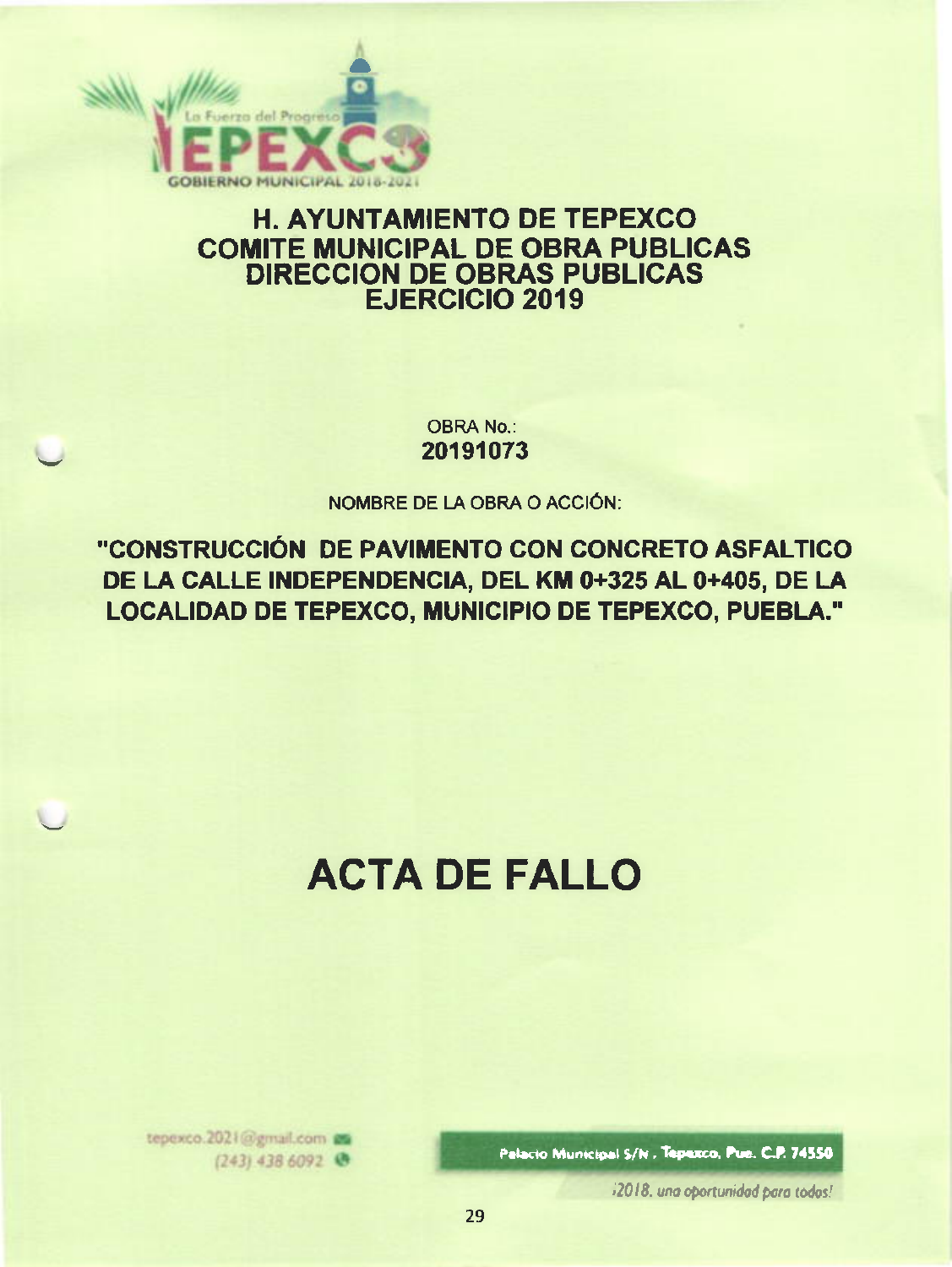# H. AYUNTAMIENTO DE TEPEXCO
## COMITE MUNICIPAL DE OBRA PUBLICAS
## DIRECCION DE OBRAS PUBLICAS
## EJERCICIO 2019

OBRA No.:
**20191073**

NOMBRE DE LA OBRA O ACCIÓN:

**"CONSTRUCCIÓN DE PAVIMENTO CON CONCRETO ASFALTICO DE LA CALLE INDEPENDENCIA, DEL KM 0+325 AL 0+405, DE LA LOCALIDAD DE TEPEXCO, MUNICIPIO DE TEPEXCO, PUEBLA."**

# ACTA DE FALLO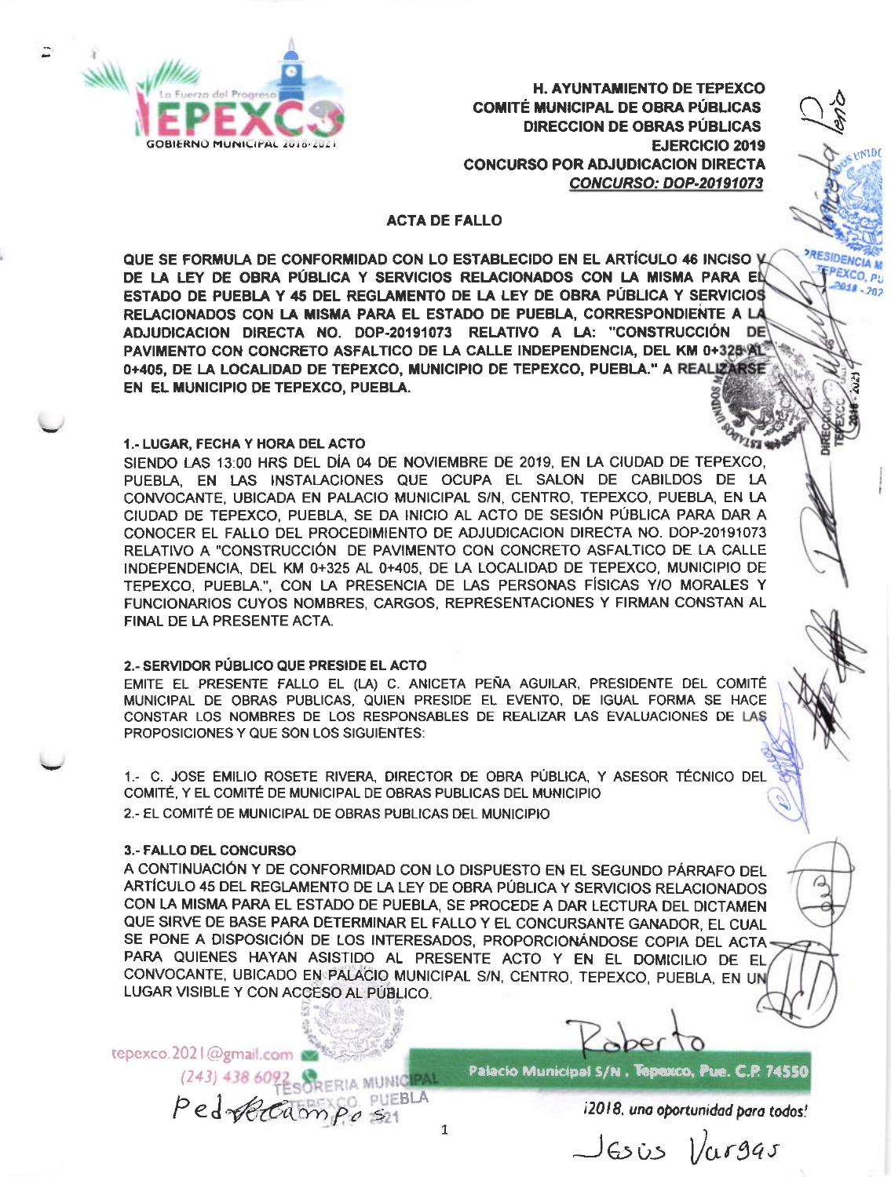H. AYUNTAMIENTO DE TEPEXCO
COMITÉ MUNICIPAL DE OBRA PÚBLICAS
DIRECCION DE OBRAS PÚBLICAS
EJERCICIO 2019
CONCURSO POR ADJUDICACION DIRECTA
*CONCURSO: DOP-20191073*

## ACTA DE FALLO

**QUE SE FORMULA DE CONFORMIDAD CON LO ESTABLECIDO EN EL ARTÍCULO 46 INCISO V DE LA LEY DE OBRA PÚBLICA Y SERVICIOS RELACIONADOS CON LA MISMA PARA EL ESTADO DE PUEBLA Y 45 DEL REGLAMENTO DE LA LEY DE OBRA PÚBLICA Y SERVICIOS RELACIONADOS CON LA MISMA PARA EL ESTADO DE PUEBLA, CORRESPONDIENTE A LA ADJUDICACION DIRECTA NO. DOP-20191073 RELATIVO A LA: "CONSTRUCCIÓN DE PAVIMENTO CON CONCRETO ASFALTICO DE LA CALLE INDEPENDENCIA, DEL KM 0+325 AL 0+405, DE LA LOCALIDAD DE TEPEXCO, MUNICIPIO DE TEPEXCO, PUEBLA." A REALIZARSE EN EL MUNICIPIO DE TEPEXCO, PUEBLA.**

### 1.- LUGAR, FECHA Y HORA DEL ACTO

SIENDO LAS 13:00 HRS DEL DÍA 04 DE NOVIEMBRE DE 2019, EN LA CIUDAD DE TEPEXCO, PUEBLA, EN LAS INSTALACIONES QUE OCUPA EL SALON DE CABILDOS DE LA CONVOCANTE, UBICADA EN PALACIO MUNICIPAL S/N, CENTRO, TEPEXCO, PUEBLA, EN LA CIUDAD DE TEPEXCO, PUEBLA, SE DA INICIO AL ACTO DE SESIÓN PÚBLICA PARA DAR A CONOCER EL FALLO DEL PROCEDIMIENTO DE ADJUDICACION DIRECTA NO. DOP-20191073 RELATIVO A "CONSTRUCCIÓN DE PAVIMENTO CON CONCRETO ASFALTICO DE LA CALLE INDEPENDENCIA, DEL KM 0+325 AL 0+405, DE LA LOCALIDAD DE TEPEXCO, MUNICIPIO DE TEPEXCO, PUEBLA.", CON LA PRESENCIA DE LAS PERSONAS FÍSICAS Y/O MORALES Y FUNCIONARIOS CUYOS NOMBRES, CARGOS, REPRESENTACIONES Y FIRMAN CONSTAN AL FINAL DE LA PRESENTE ACTA.

### 2.- SERVIDOR PÚBLICO QUE PRESIDE EL ACTO

EMITE EL PRESENTE FALLO EL (LA) C. ANICETA PEÑA AGUILAR, PRESIDENTE DEL COMITÉ MUNICIPAL DE OBRAS PUBLICAS, QUIEN PRESIDE EL EVENTO, DE IGUAL FORMA SE HACE CONSTAR LOS NOMBRES DE LOS RESPONSABLES DE REALIZAR LAS EVALUACIONES DE LAS PROPOSICIONES Y QUE SON LOS SIGUIENTES:

1.- C. JOSE EMILIO ROSETE RIVERA, DIRECTOR DE OBRA PÚBLICA, Y ASESOR TÉCNICO DEL COMITÉ, Y EL COMITÉ DE MUNICIPAL DE OBRAS PUBLICAS DEL MUNICIPIO
2.- EL COMITÉ DE MUNICIPAL DE OBRAS PUBLICAS DEL MUNICIPIO

### 3.- FALLO DEL CONCURSO

A CONTINUACIÓN Y DE CONFORMIDAD CON LO DISPUESTO EN EL SEGUNDO PÁRRAFO DEL ARTÍCULO 45 DEL REGLAMENTO DE LA LEY DE OBRA PÚBLICA Y SERVICIOS RELACIONADOS CON LA MISMA PARA EL ESTADO DE PUEBLA, SE PROCEDE A DAR LECTURA DEL DICTAMEN QUE SIRVE DE BASE PARA DETERMINAR EL FALLO Y EL CONCURSANTE GANADOR, EL CUAL SE PONE A DISPOSICIÓN DE LOS INTERESADOS, PROPORCIONÁNDOSE COPIA DEL ACTA PARA QUIENES HAYAN ASISTIDO AL PRESENTE ACTO Y EN EL DOMICILIO DE EL CONVOCANTE, UBICADO EN PALACIO MUNICIPAL S/N, CENTRO, TEPEXCO, PUEBLA, EN UN LUGAR VISIBLE Y CON ACCESO AL PÚBLICO.

Roberto

Pedro Ocampo

Jesús Vargas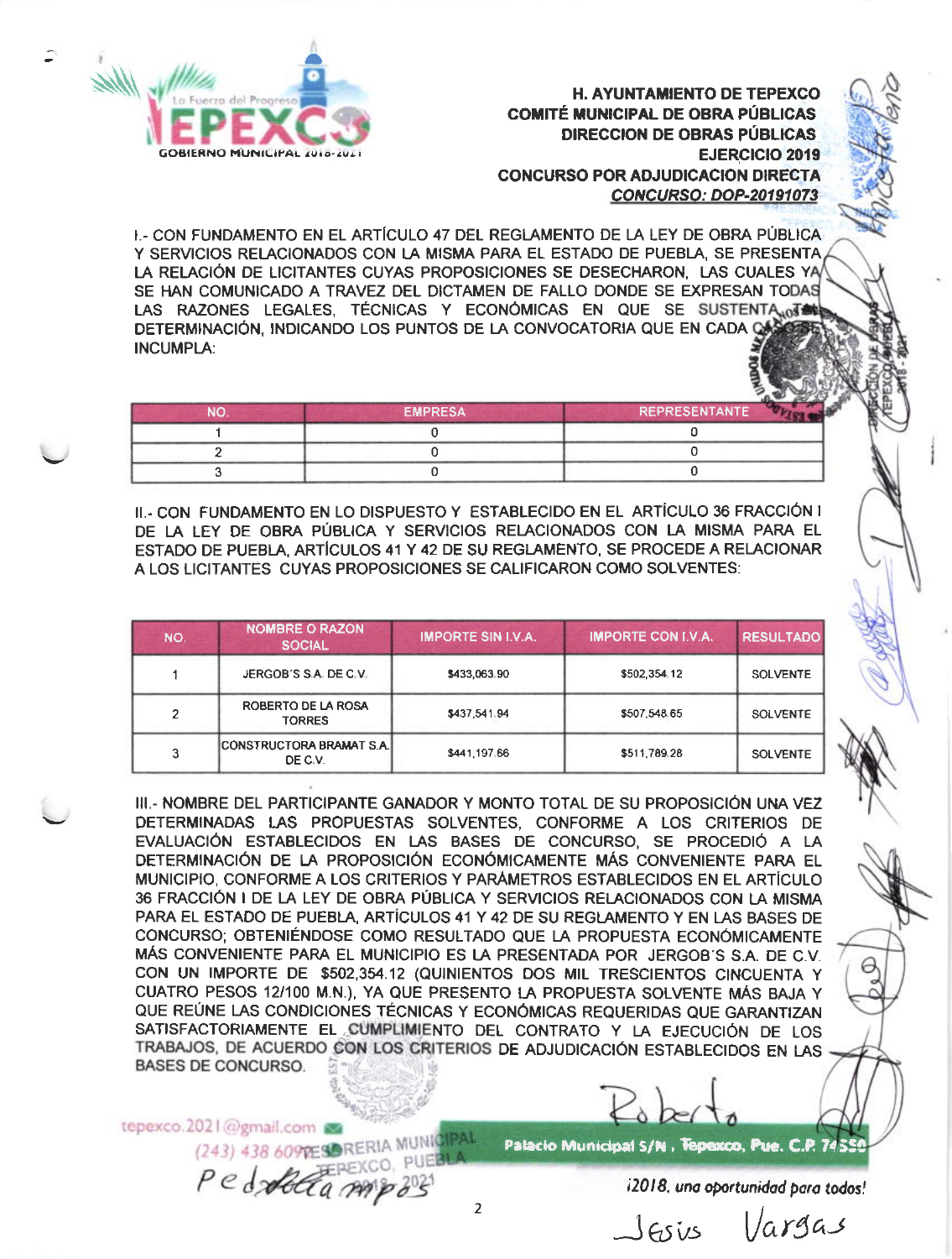**H. AYUNTAMIENTO DE TEPEXCO**
**COMITÉ MUNICIPAL DE OBRA PÚBLICAS**
**DIRECCION DE OBRAS PÚBLICAS**
**EJERCICIO 2019**
**CONCURSO POR ADJUDICACION DIRECTA**
***CONCURSO: DOP-20191073***

I.- CON FUNDAMENTO EN EL ARTÍCULO 47 DEL REGLAMENTO DE LA LEY DE OBRA PÚBLICA Y SERVICIOS RELACIONADOS CON LA MISMA PARA EL ESTADO DE PUEBLA, SE PRESENTA LA RELACIÓN DE LICITANTES CUYAS PROPOSICIONES SE DESECHARON, LAS CUALES YA SE HAN COMUNICADO A TRAVEZ DEL DICTAMEN DE FALLO DONDE SE EXPRESAN TODAS LAS RAZONES LEGALES, TÉCNICAS Y ECONÓMICAS EN QUE SE SUSTENTA TAL DETERMINACIÓN, INDICANDO LOS PUNTOS DE LA CONVOCATORIA QUE EN CADA CASO SE INCUMPLA:

| NO. | EMPRESA | REPRESENTANTE |
|---|---|---|
| 1 | 0 | 0 |
| 2 | 0 | 0 |
| 3 | 0 | 0 |

II.- CON FUNDAMENTO EN LO DISPUESTO Y ESTABLECIDO EN EL ARTÍCULO 36 FRACCIÓN I DE LA LEY DE OBRA PÚBLICA Y SERVICIOS RELACIONADOS CON LA MISMA PARA EL ESTADO DE PUEBLA, ARTÍCULOS 41 Y 42 DE SU REGLAMENTO, SE PROCEDE A RELACIONAR A LOS LICITANTES CUYAS PROPOSICIONES SE CALIFICARON COMO SOLVENTES:

| NO. | NOMBRE O RAZON SOCIAL | IMPORTE SIN I.V.A. | IMPORTE CON I.V.A. | RESULTADO |
|---|---|---|---|---|
| 1 | JERGOB'S S.A. DE C.V. | $433,063.90 | $502,354.12 | SOLVENTE |
| 2 | ROBERTO DE LA ROSA TORRES | $437,541.94 | $507,548.65 | SOLVENTE |
| 3 | CONSTRUCTORA BRAMAT S.A. DE C.V. | $441,197.66 | $511,789.28 | SOLVENTE |

III.- NOMBRE DEL PARTICIPANTE GANADOR Y MONTO TOTAL DE SU PROPOSICIÓN UNA VEZ DETERMINADAS LAS PROPUESTAS SOLVENTES, CONFORME A LOS CRITERIOS DE EVALUACIÓN ESTABLECIDOS EN LAS BASES DE CONCURSO, SE PROCEDIÓ A LA DETERMINACIÓN DE LA PROPOSICIÓN ECONÓMICAMENTE MÁS CONVENIENTE PARA EL MUNICIPIO, CONFORME A LOS CRITERIOS Y PARÁMETROS ESTABLECIDOS EN EL ARTÍCULO 36 FRACCIÓN I DE LA LEY DE OBRA PÚBLICA Y SERVICIOS RELACIONADOS CON LA MISMA PARA EL ESTADO DE PUEBLA, ARTÍCULOS 41 Y 42 DE SU REGLAMENTO Y EN LAS BASES DE CONCURSO; OBTENIÉNDOSE COMO RESULTADO QUE LA PROPUESTA ECONÓMICAMENTE MÁS CONVENIENTE PARA EL MUNICIPIO ES LA PRESENTADA POR JERGOB'S S.A. DE C.V. CON UN IMPORTE DE $502,354.12 (QUINIENTOS DOS MIL TRESCIENTOS CINCUENTA Y CUATRO PESOS 12/100 M.N.), YA QUE PRESENTO LA PROPUESTA SOLVENTE MÁS BAJA Y QUE REÚNE LAS CONDICIONES TÉCNICAS Y ECONÓMICAS REQUERIDAS QUE GARANTIZAN SATISFACTORIAMENTE EL CUMPLIMIENTO DEL CONTRATO Y LA EJECUCIÓN DE LOS TRABAJOS, DE ACUERDO CON LOS CRITERIOS DE ADJUDICACIÓN ESTABLECIDOS EN LAS BASES DE CONCURSO.

Roberto

Pedro ... 

Jesus Vargas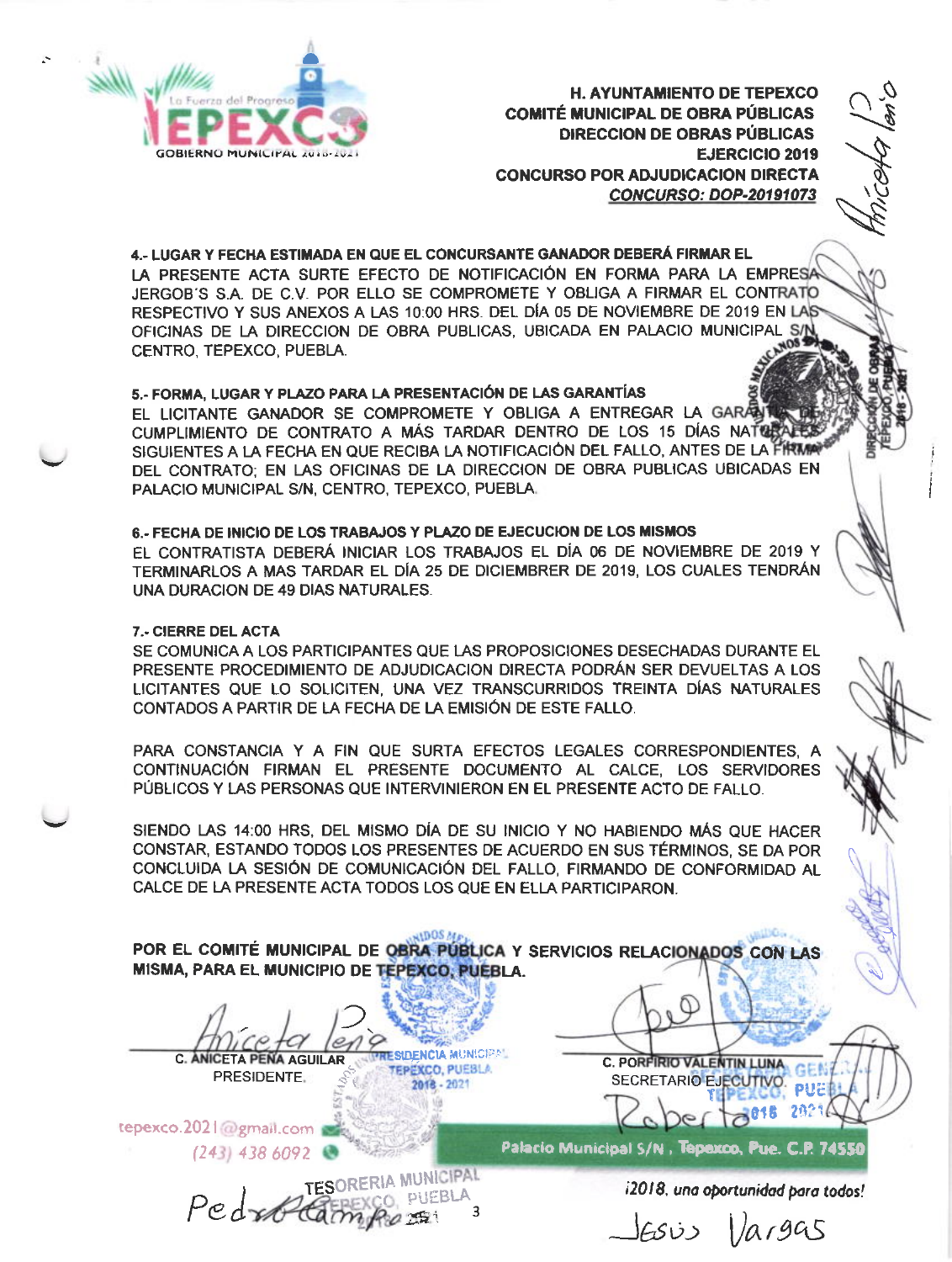**H. AYUNTAMIENTO DE TEPEXCO**
**COMITÉ MUNICIPAL DE OBRA PÚBLICAS**
**DIRECCION DE OBRAS PÚBLICAS**
**EJERCICIO 2019**
**CONCURSO POR ADJUDICACION DIRECTA**
***CONCURSO: DOP-20191073***

**4.- LUGAR Y FECHA ESTIMADA EN QUE EL CONCURSANTE GANADOR DEBERÁ FIRMAR EL**

LA PRESENTE ACTA SURTE EFECTO DE NOTIFICACIÓN EN FORMA PARA LA EMPRESA JERGOB´S S.A. DE C.V. POR ELLO SE COMPROMETE Y OBLIGA A FIRMAR EL CONTRATO RESPECTIVO Y SUS ANEXOS A LAS 10:00 HRS. DEL DÍA 05 DE NOVIEMBRE DE 2019 EN LAS OFICINAS DE LA DIRECCION DE OBRA PUBLICAS, UBICADA EN PALACIO MUNICIPAL S/N CENTRO, TEPEXCO, PUEBLA.

**5.- FORMA, LUGAR Y PLAZO PARA LA PRESENTACIÓN DE LAS GARANTÍAS**

EL LICITANTE GANADOR SE COMPROMETE Y OBLIGA A ENTREGAR LA GARANTÍA DE CUMPLIMIENTO DE CONTRATO A MÁS TARDAR DENTRO DE LOS 15 DÍAS NATURALES SIGUIENTES A LA FECHA EN QUE RECIBA LA NOTIFICACIÓN DEL FALLO, ANTES DE LA FIRMA DEL CONTRATO; EN LAS OFICINAS DE LA DIRECCION DE OBRA PUBLICAS UBICADAS EN PALACIO MUNICIPAL S/N, CENTRO, TEPEXCO, PUEBLA.

**6.- FECHA DE INICIO DE LOS TRABAJOS Y PLAZO DE EJECUCION DE LOS MISMOS**

EL CONTRATISTA DEBERÁ INICIAR LOS TRABAJOS EL DÍA 06 DE NOVIEMBRE DE 2019 Y TERMINARLOS A MAS TARDAR EL DÍA 25 DE DICIEMBRER DE 2019, LOS CUALES TENDRÁN UNA DURACION DE 49 DIAS NATURALES.

**7.- CIERRE DEL ACTA**

SE COMUNICA A LOS PARTICIPANTES QUE LAS PROPOSICIONES DESECHADAS DURANTE EL PRESENTE PROCEDIMIENTO DE ADJUDICACION DIRECTA PODRÁN SER DEVUELTAS A LOS LICITANTES QUE LO SOLICITEN, UNA VEZ TRANSCURRIDOS TREINTA DÍAS NATURALES CONTADOS A PARTIR DE LA FECHA DE LA EMISIÓN DE ESTE FALLO.

PARA CONSTANCIA Y A FIN QUE SURTA EFECTOS LEGALES CORRESPONDIENTES, A CONTINUACIÓN FIRMAN EL PRESENTE DOCUMENTO AL CALCE, LOS SERVIDORES PÚBLICOS Y LAS PERSONAS QUE INTERVINIERON EN EL PRESENTE ACTO DE FALLO.

SIENDO LAS 14:00 HRS, DEL MISMO DÍA DE SU INICIO Y NO HABIENDO MÁS QUE HACER CONSTAR, ESTANDO TODOS LOS PRESENTES DE ACUERDO EN SUS TÉRMINOS, SE DA POR CONCLUIDA LA SESIÓN DE COMUNICACIÓN DEL FALLO, FIRMANDO DE CONFORMIDAD AL CALCE DE LA PRESENTE ACTA TODOS LOS QUE EN ELLA PARTICIPARON.

**POR EL COMITÉ MUNICIPAL DE OBRA PÚBLICA Y SERVICIOS RELACIONADOS CON LAS MISMA, PARA EL MUNICIPIO DE TEPEXCO, PUEBLA.**

| | |
|---|---|
| C. ANICETA PEÑA AGUILAR | C. PORFIRIO VALENTIN LUNA |
| PRESIDENTE. | SECRETARIO EJECUTIVO. |

tepexco.2021@gmail.com
(243) 438 6092

Palacio Municipal S/N , Tepexco, Pue. C.P. 74550

*¡2018, una oportunidad para todos!*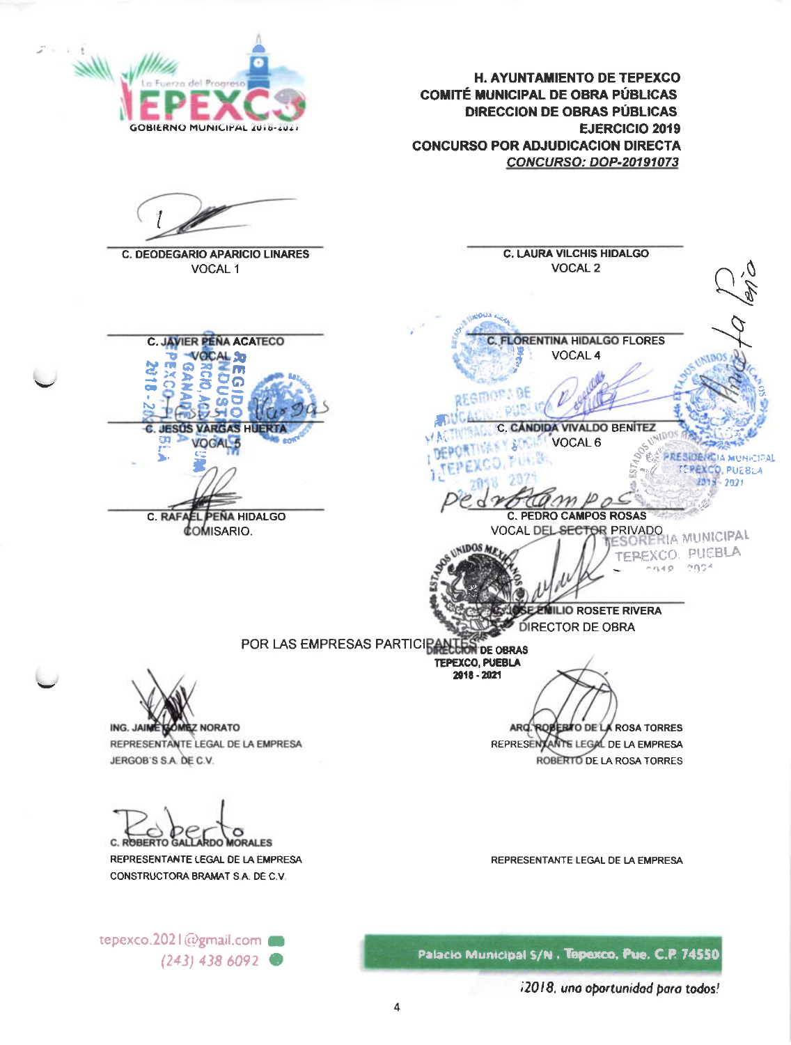**H. AYUNTAMIENTO DE TEPEXCO**
**COMITÉ MUNICIPAL DE OBRA PÚBLICAS**
**DIRECCION DE OBRAS PÚBLICAS**
**EJERCICIO 2019**
**CONCURSO POR ADJUDICACION DIRECTA**
***CONCURSO: DOP-20191073***

C. DEODEGARIO APARICIO LINARES
VOCAL 1

C. LAURA VILCHIS HIDALGO
VOCAL 2

C. JAVIER PEÑA ACATECO
VOCAL 3

C. FLORENTINA HIDALGO FLORES
VOCAL 4

C. JESÚS VARGAS HUERTA
VOCAL 5

C. CÁNDIDA VIVALDO BENÍTEZ
VOCAL 6

C. RAFAEL PEÑA HIDALGO
COMISARIO.

C. PEDRO CAMPOS ROSAS
VOCAL DEL SECTOR PRIVADO

C. JOSE EMILIO ROSETE RIVERA
DIRECTOR DE OBRA

POR LAS EMPRESAS PARTICIPANTES

ING. JAIME GOMEZ NORATO
REPRESENTANTE LEGAL DE LA EMPRESA
JERGOB'S S.A. DE C.V.

ARQ. ROBERTO DE LA ROSA TORRES
REPRESENTANTE LEGAL DE LA EMPRESA
ROBERTO DE LA ROSA TORRES

C. ROBERTO GALLARDO MORALES
REPRESENTANTE LEGAL DE LA EMPRESA
CONSTRUCTORA BRAMAT S.A. DE C.V.

REPRESENTANTE LEGAL DE LA EMPRESA

tepexco.2021@gmail.com
(243) 438 6092

Palacio Municipal S/N , Tepexco, Pue. C.P. 74550

*¡2018, una oportunidad para todos!*